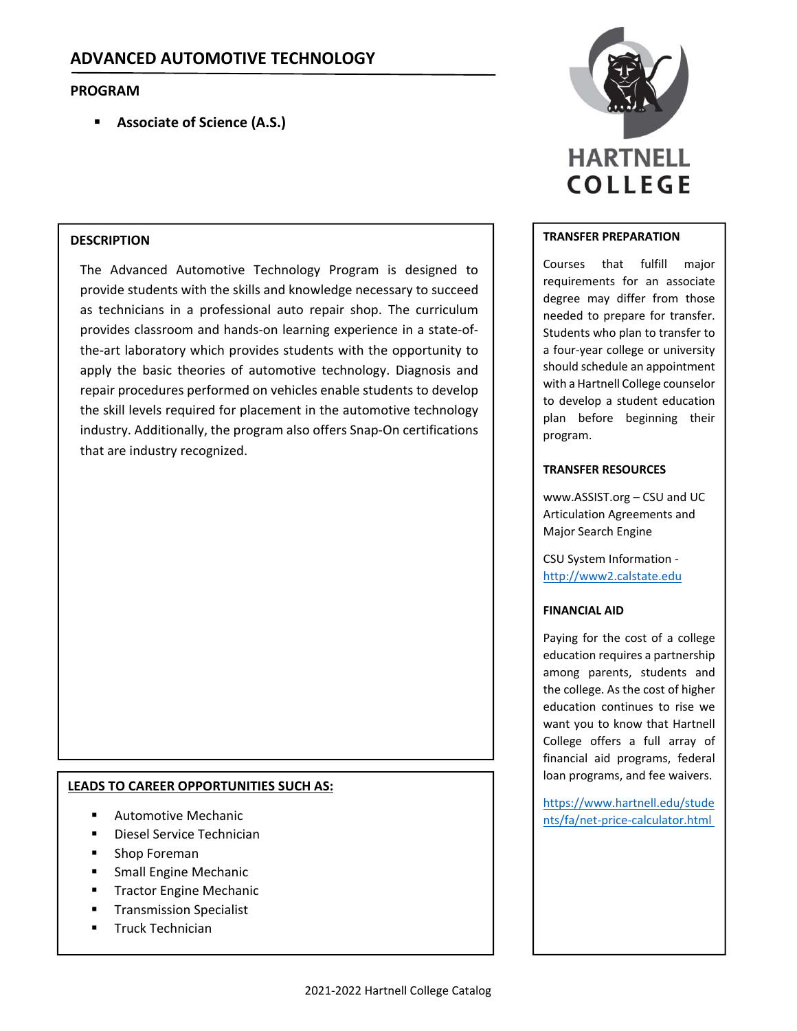# ADVANCED AUTOMOTIVE TECHNOLOGY

## PROGRAM

- **Associate of Science (A.S.)**

HARTNELL COLLEGE

## DESCRIPTION

The Advanced Automotive Technology Program is designed to provide students with the skills and knowledge necessary to succeed as technicians in a professional auto repair shop. The curriculum provides classroom and hands-on learning experience in a state-of-the-art laboratory which provides students with the opportunity to apply the basic theories of automotive technology. Diagnosis and repair procedures performed on vehicles enable students to develop the skill levels required for placement in the automotive technology industry. Additionally, the program also offers Snap-On certifications that are industry recognized.

## LEADS TO CAREER OPPORTUNITIES SUCH AS:

- Automotive Mechanic
- Diesel Service Technician
- Shop Foreman
- Small Engine Mechanic
- Tractor Engine Mechanic
- Transmission Specialist
- Truck Technician

## TRANSFER PREPARATION

Courses that fulfill major requirements for an associate degree may differ from those needed to prepare for transfer. Students who plan to transfer to a four-year college or university should schedule an appointment with a Hartnell College counselor to develop a student education plan before beginning their program.

## TRANSFER RESOURCES

www.ASSIST.org – CSU and UC Articulation Agreements and Major Search Engine

CSU System Information - http://www2.calstate.edu

## FINANCIAL AID

Paying for the cost of a college education requires a partnership among parents, students and the college. As the cost of higher education continues to rise we want you to know that Hartnell College offers a full array of financial aid programs, federal loan programs, and fee waivers.

https://www.hartnell.edu/students/fa/net-price-calculator.html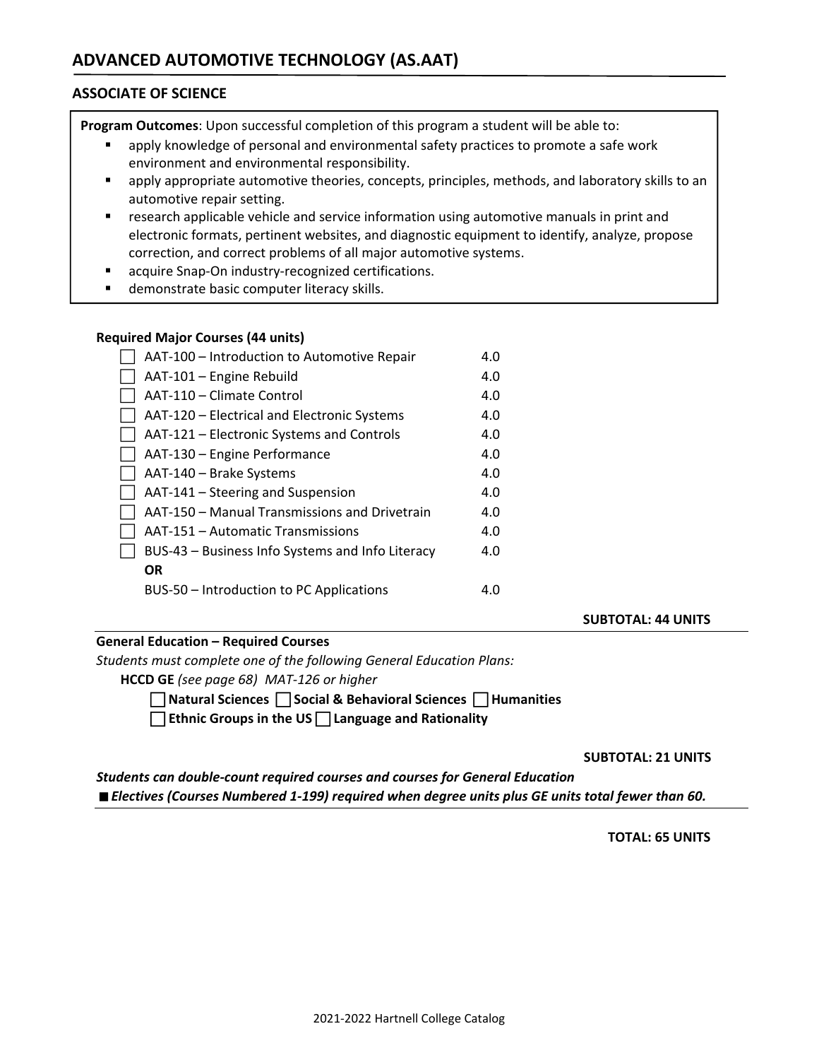## ADVANCED AUTOMOTIVE TECHNOLOGY (AS.AAT)

### ASSOCIATE OF SCIENCE

**Program Outcomes**: Upon successful completion of this program a student will be able to:

- apply knowledge of personal and environmental safety practices to promote a safe work environment and environmental responsibility.
- apply appropriate automotive theories, concepts, principles, methods, and laboratory skills to an automotive repair setting.
- research applicable vehicle and service information using automotive manuals in print and electronic formats, pertinent websites, and diagnostic equipment to identify, analyze, propose correction, and correct problems of all major automotive systems.
- acquire Snap-On industry-recognized certifications.
- demonstrate basic computer literacy skills.

**Required Major Courses (44 units)**

| | |
|---|---|
| ☐ AAT-100 – Introduction to Automotive Repair | 4.0 |
| ☐ AAT-101 – Engine Rebuild | 4.0 |
| ☐ AAT-110 – Climate Control | 4.0 |
| ☐ AAT-120 – Electrical and Electronic Systems | 4.0 |
| ☐ AAT-121 – Electronic Systems and Controls | 4.0 |
| ☐ AAT-130 – Engine Performance | 4.0 |
| ☐ AAT-140 – Brake Systems | 4.0 |
| ☐ AAT-141 – Steering and Suspension | 4.0 |
| ☐ AAT-150 – Manual Transmissions and Drivetrain | 4.0 |
| ☐ AAT-151 – Automatic Transmissions | 4.0 |
| ☐ BUS-43 – Business Info Systems and Info Literacy | 4.0 |
| **OR** | |
| BUS-50 – Introduction to PC Applications | 4.0 |

**SUBTOTAL: 44 UNITS**

**General Education – Required Courses**

*Students must complete one of the following General Education Plans:*

**HCCD GE** *(see page 68) MAT-126 or higher*

☐ **Natural Sciences** ☐ **Social & Behavioral Sciences** ☐ **Humanities**

☐ **Ethnic Groups in the US** ☐ **Language and Rationality**

**SUBTOTAL: 21 UNITS**

***Students can double-count required courses and courses for General Education***

■ ***Electives (Courses Numbered 1-199) required when degree units plus GE units total fewer than 60.***

**TOTAL: 65 UNITS**